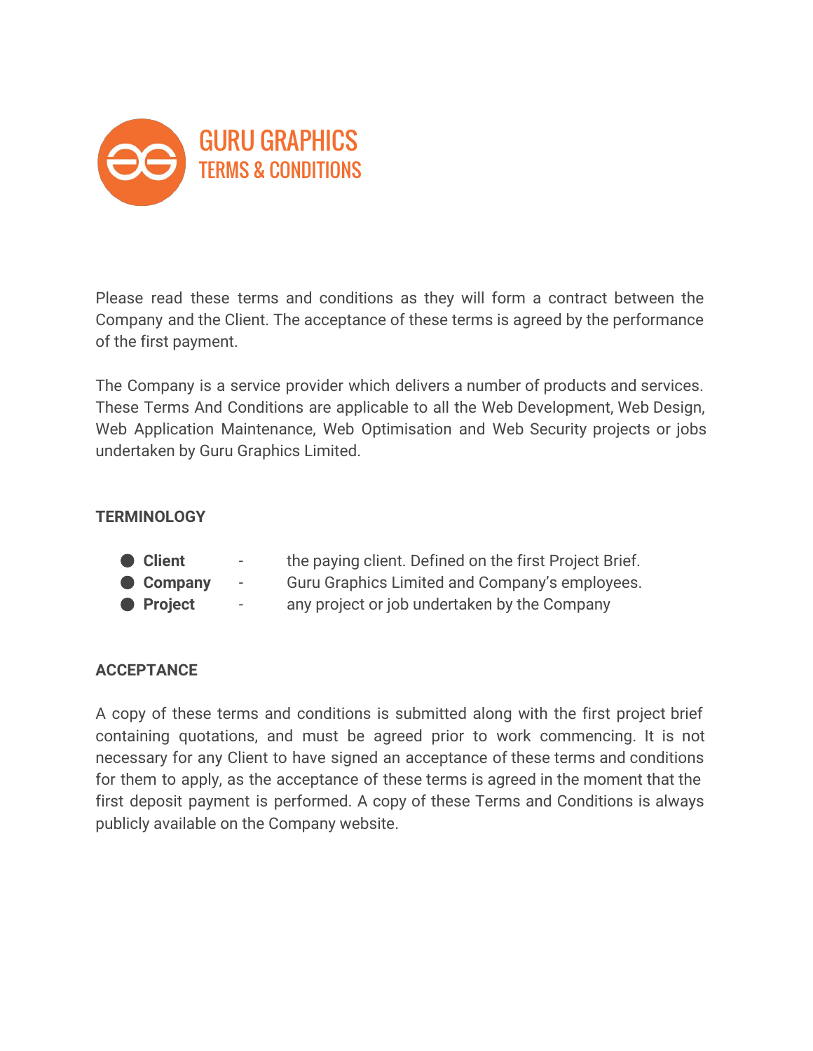# GURU GRAPHICS
## TERMS & CONDITIONS

Please read these terms and conditions as they will form a contract between the Company and the Client. The acceptance of these terms is agreed by the performance of the first payment.

The Company is a service provider which delivers a number of products and services. These Terms And Conditions are applicable to all the Web Development, Web Design, Web Application Maintenance, Web Optimisation and Web Security projects or jobs undertaken by Guru Graphics Limited.

### TERMINOLOGY

- **Client** - the paying client. Defined on the first Project Brief.
- **Company** - Guru Graphics Limited and Company's employees.
- **Project** - any project or job undertaken by the Company

### ACCEPTANCE

A copy of these terms and conditions is submitted along with the first project brief containing quotations, and must be agreed prior to work commencing. It is not necessary for any Client to have signed an acceptance of these terms and conditions for them to apply, as the acceptance of these terms is agreed in the moment that the first deposit payment is performed. A copy of these Terms and Conditions is always publicly available on the Company website.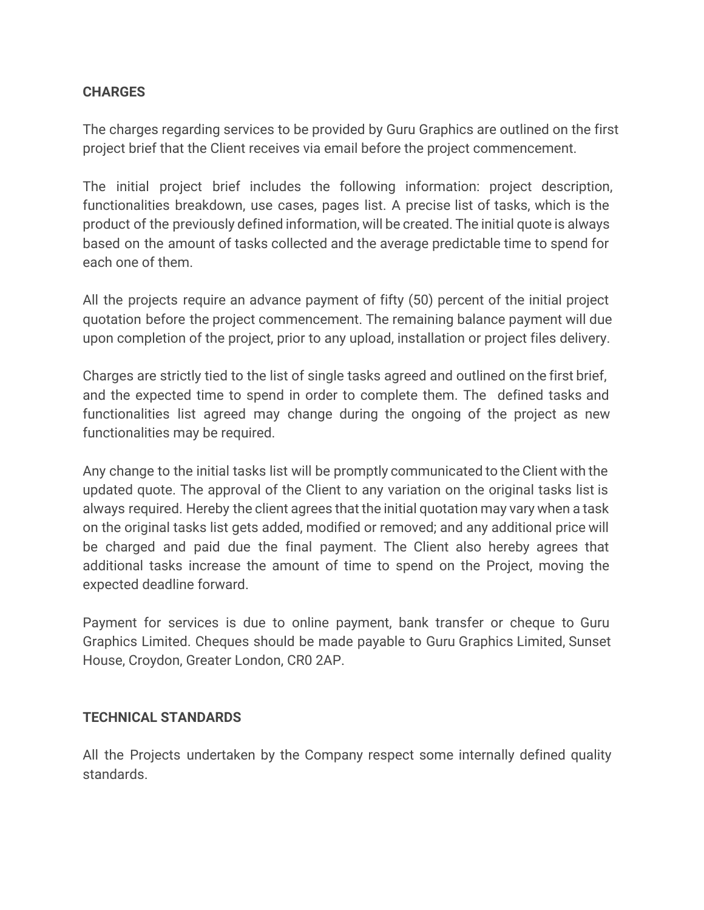**CHARGES**

The charges regarding services to be provided by Guru Graphics are outlined on the first project brief that the Client receives via email before the project commencement.

The initial project brief includes the following information: project description, functionalities breakdown, use cases, pages list. A precise list of tasks, which is the product of the previously defined information, will be created. The initial quote is always based on the amount of tasks collected and the average predictable time to spend for each one of them.

All the projects require an advance payment of fifty (50) percent of the initial project quotation before the project commencement. The remaining balance payment will due upon completion of the project, prior to any upload, installation or project files delivery.

Charges are strictly tied to the list of single tasks agreed and outlined on the first brief, and the expected time to spend in order to complete them. The defined tasks and functionalities list agreed may change during the ongoing of the project as new functionalities may be required.

Any change to the initial tasks list will be promptly communicated to the Client with the updated quote. The approval of the Client to any variation on the original tasks list is always required. Hereby the client agrees that the initial quotation may vary when a task on the original tasks list gets added, modified or removed; and any additional price will be charged and paid due the final payment. The Client also hereby agrees that additional tasks increase the amount of time to spend on the Project, moving the expected deadline forward.

Payment for services is due to online payment, bank transfer or cheque to Guru Graphics Limited. Cheques should be made payable to Guru Graphics Limited, Sunset House, Croydon, Greater London, CR0 2AP.

**TECHNICAL STANDARDS**

All the Projects undertaken by the Company respect some internally defined quality standards.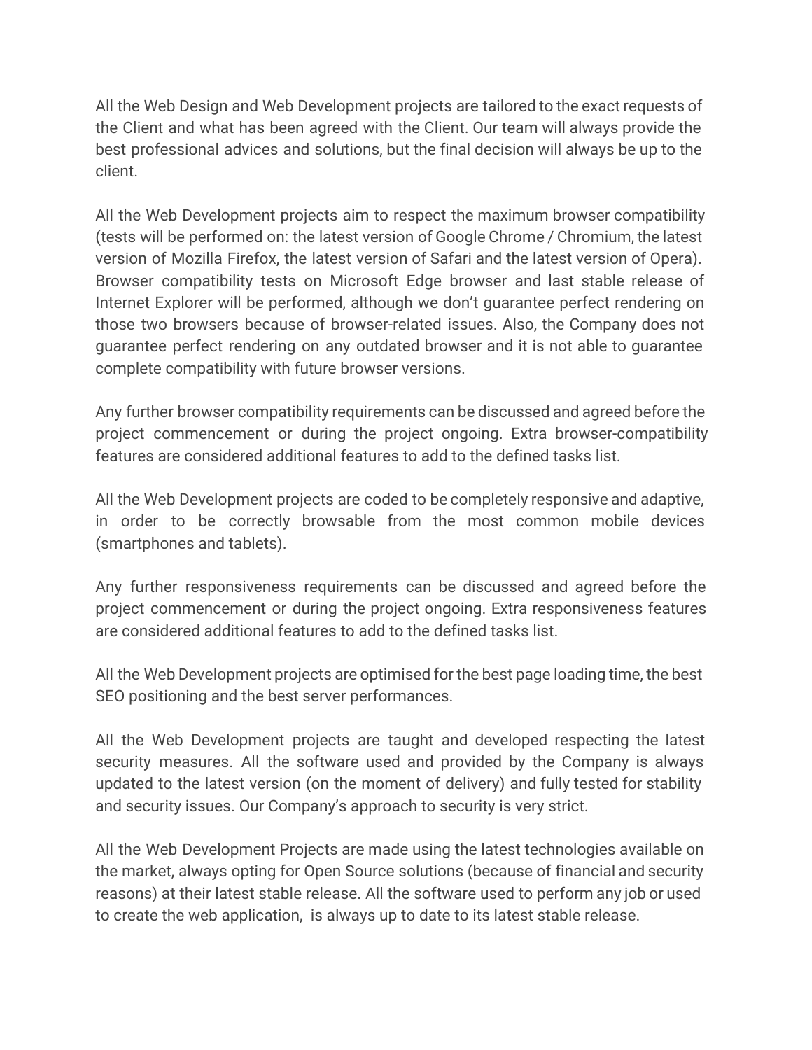All the Web Design and Web Development projects are tailored to the exact requests of the Client and what has been agreed with the Client. Our team will always provide the best professional advices and solutions, but the final decision will always be up to the client.

All the Web Development projects aim to respect the maximum browser compatibility (tests will be performed on: the latest version of Google Chrome / Chromium, the latest version of Mozilla Firefox, the latest version of Safari and the latest version of Opera). Browser compatibility tests on Microsoft Edge browser and last stable release of Internet Explorer will be performed, although we don't guarantee perfect rendering on those two browsers because of browser-related issues. Also, the Company does not guarantee perfect rendering on any outdated browser and it is not able to guarantee complete compatibility with future browser versions.

Any further browser compatibility requirements can be discussed and agreed before the project commencement or during the project ongoing. Extra browser-compatibility features are considered additional features to add to the defined tasks list.

All the Web Development projects are coded to be completely responsive and adaptive, in order to be correctly browsable from the most common mobile devices (smartphones and tablets).

Any further responsiveness requirements can be discussed and agreed before the project commencement or during the project ongoing. Extra responsiveness features are considered additional features to add to the defined tasks list.

All the Web Development projects are optimised for the best page loading time, the best SEO positioning and the best server performances.

All the Web Development projects are taught and developed respecting the latest security measures. All the software used and provided by the Company is always updated to the latest version (on the moment of delivery) and fully tested for stability and security issues. Our Company's approach to security is very strict.

All the Web Development Projects are made using the latest technologies available on the market, always opting for Open Source solutions (because of financial and security reasons) at their latest stable release. All the software used to perform any job or used to create the web application, is always up to date to its latest stable release.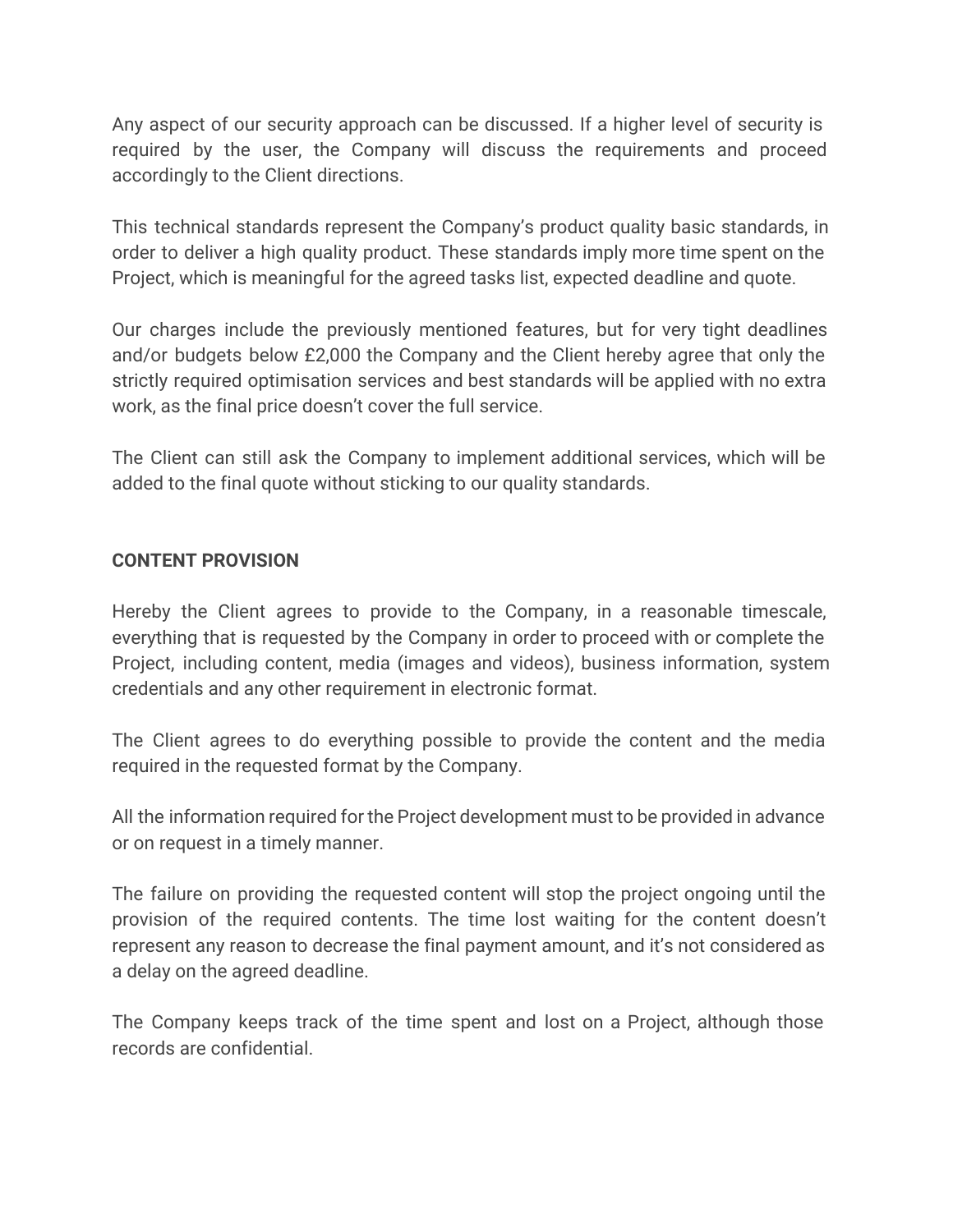Any aspect of our security approach can be discussed. If a higher level of security is required by the user, the Company will discuss the requirements and proceed accordingly to the Client directions.

This technical standards represent the Company's product quality basic standards, in order to deliver a high quality product. These standards imply more time spent on the Project, which is meaningful for the agreed tasks list, expected deadline and quote.

Our charges include the previously mentioned features, but for very tight deadlines and/or budgets below £2,000 the Company and the Client hereby agree that only the strictly required optimisation services and best standards will be applied with no extra work, as the final price doesn't cover the full service.

The Client can still ask the Company to implement additional services, which will be added to the final quote without sticking to our quality standards.

**CONTENT PROVISION**

Hereby the Client agrees to provide to the Company, in a reasonable timescale, everything that is requested by the Company in order to proceed with or complete the Project, including content, media (images and videos), business information, system credentials and any other requirement in electronic format.

The Client agrees to do everything possible to provide the content and the media required in the requested format by the Company.

All the information required for the Project development must to be provided in advance or on request in a timely manner.

The failure on providing the requested content will stop the project ongoing until the provision of the required contents. The time lost waiting for the content doesn't represent any reason to decrease the final payment amount, and it's not considered as a delay on the agreed deadline.

The Company keeps track of the time spent and lost on a Project, although those records are confidential.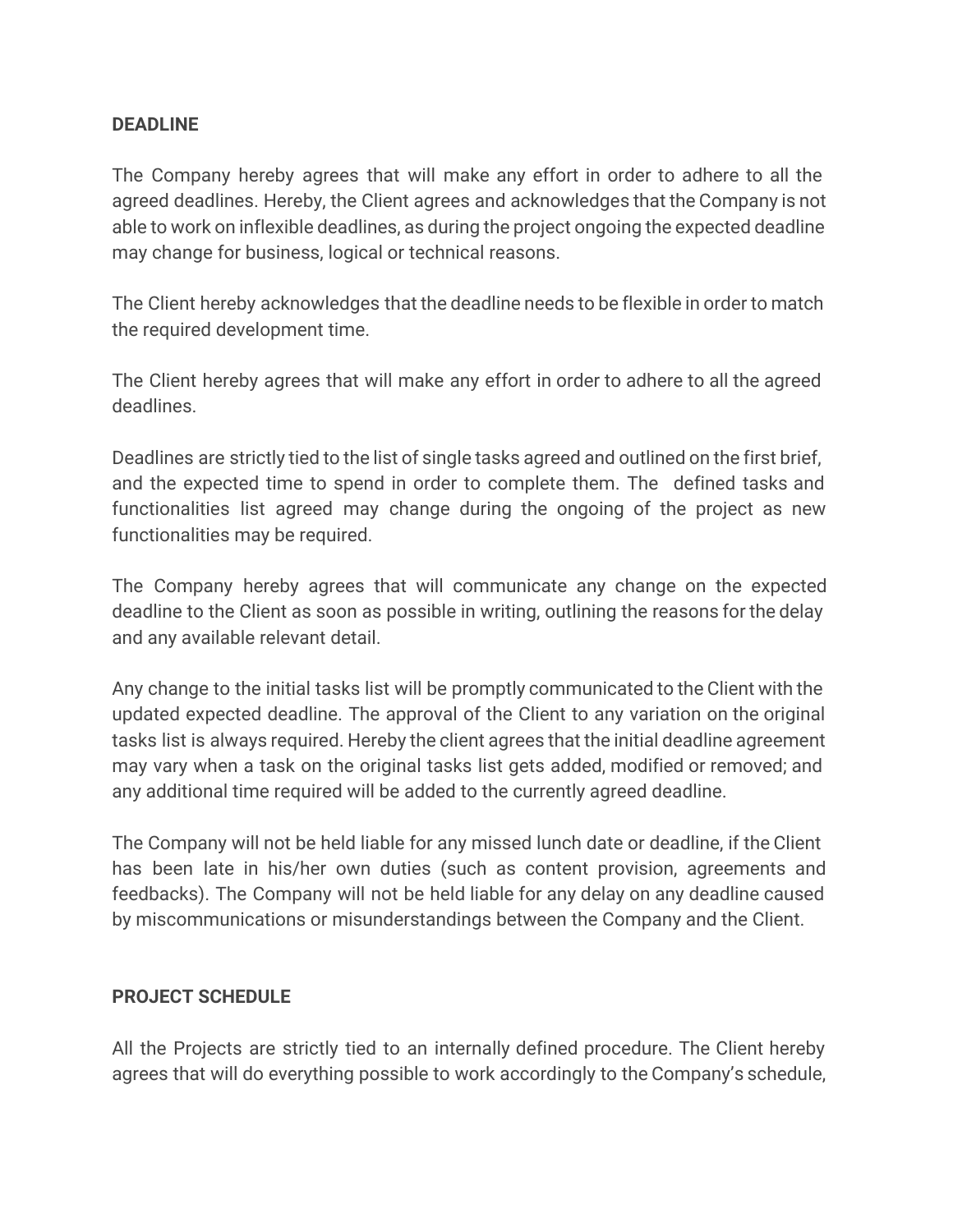**DEADLINE**

The Company hereby agrees that will make any effort in order to adhere to all the agreed deadlines. Hereby, the Client agrees and acknowledges that the Company is not able to work on inflexible deadlines, as during the project ongoing the expected deadline may change for business, logical or technical reasons.

The Client hereby acknowledges that the deadline needs to be flexible in order to match the required development time.

The Client hereby agrees that will make any effort in order to adhere to all the agreed deadlines.

Deadlines are strictly tied to the list of single tasks agreed and outlined on the first brief, and the expected time to spend in order to complete them. The defined tasks and functionalities list agreed may change during the ongoing of the project as new functionalities may be required.

The Company hereby agrees that will communicate any change on the expected deadline to the Client as soon as possible in writing, outlining the reasons for the delay and any available relevant detail.

Any change to the initial tasks list will be promptly communicated to the Client with the updated expected deadline. The approval of the Client to any variation on the original tasks list is always required. Hereby the client agrees that the initial deadline agreement may vary when a task on the original tasks list gets added, modified or removed; and any additional time required will be added to the currently agreed deadline.

The Company will not be held liable for any missed lunch date or deadline, if the Client has been late in his/her own duties (such as content provision, agreements and feedbacks). The Company will not be held liable for any delay on any deadline caused by miscommunications or misunderstandings between the Company and the Client.

**PROJECT SCHEDULE**

All the Projects are strictly tied to an internally defined procedure. The Client hereby agrees that will do everything possible to work accordingly to the Company's schedule,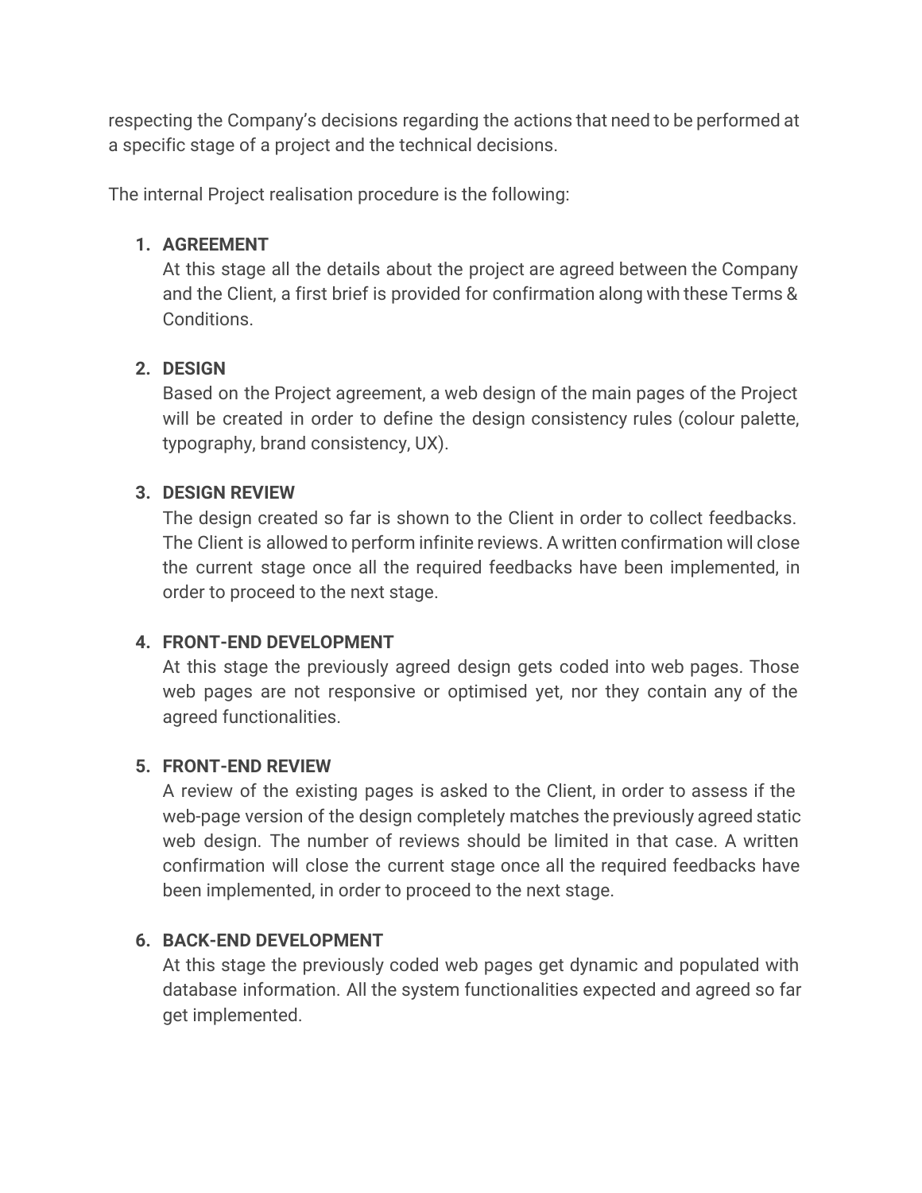respecting the Company's decisions regarding the actions that need to be performed at a specific stage of a project and the technical decisions.

The internal Project realisation procedure is the following:

1. **AGREEMENT**
   At this stage all the details about the project are agreed between the Company and the Client, a first brief is provided for confirmation along with these Terms & Conditions.

2. **DESIGN**
   Based on the Project agreement, a web design of the main pages of the Project will be created in order to define the design consistency rules (colour palette, typography, brand consistency, UX).

3. **DESIGN REVIEW**
   The design created so far is shown to the Client in order to collect feedbacks. The Client is allowed to perform infinite reviews. A written confirmation will close the current stage once all the required feedbacks have been implemented, in order to proceed to the next stage.

4. **FRONT-END DEVELOPMENT**
   At this stage the previously agreed design gets coded into web pages. Those web pages are not responsive or optimised yet, nor they contain any of the agreed functionalities.

5. **FRONT-END REVIEW**
   A review of the existing pages is asked to the Client, in order to assess if the web-page version of the design completely matches the previously agreed static web design. The number of reviews should be limited in that case. A written confirmation will close the current stage once all the required feedbacks have been implemented, in order to proceed to the next stage.

6. **BACK-END DEVELOPMENT**
   At this stage the previously coded web pages get dynamic and populated with database information. All the system functionalities expected and agreed so far get implemented.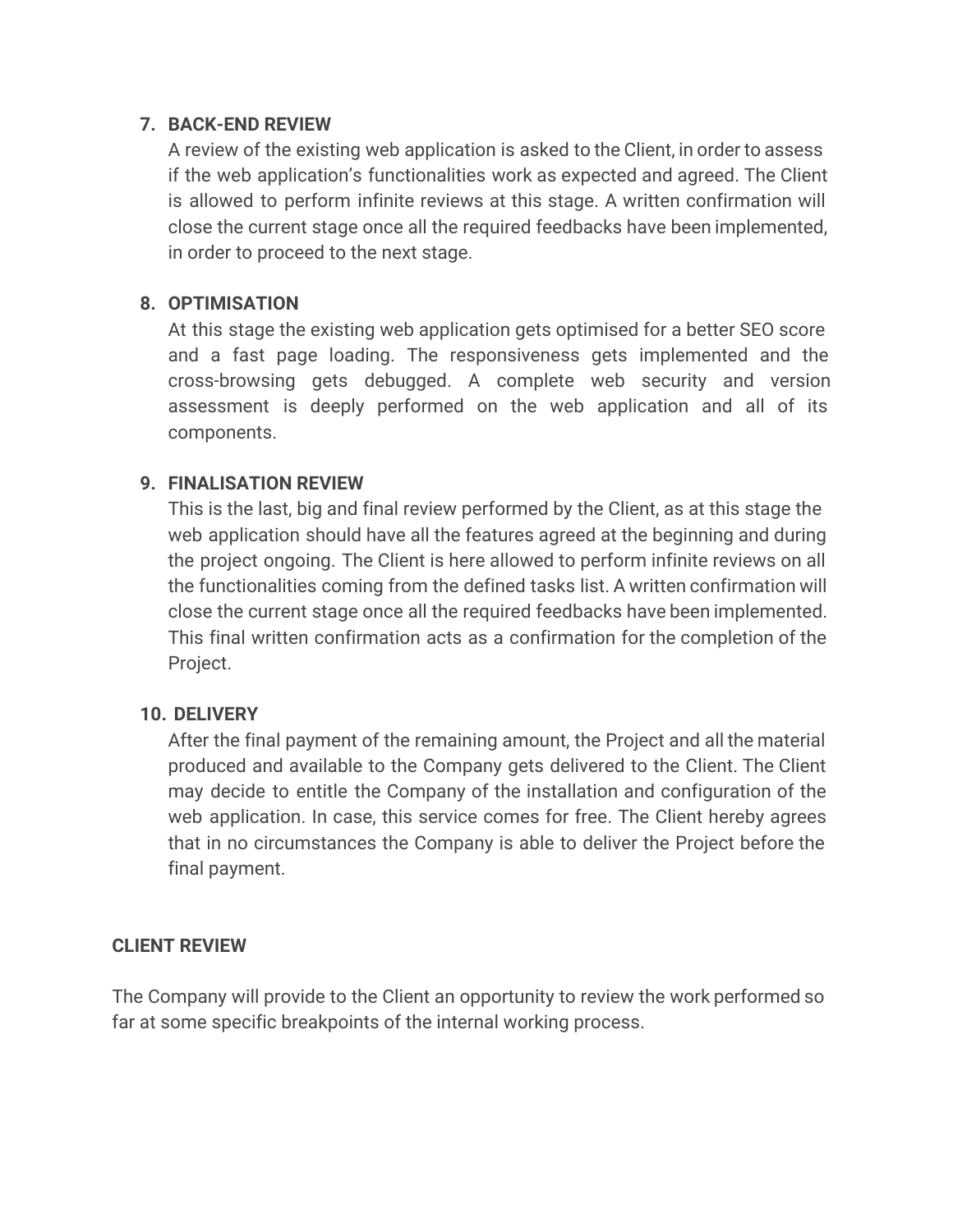7. **BACK-END REVIEW**
   A review of the existing web application is asked to the Client, in order to assess if the web application's functionalities work as expected and agreed. The Client is allowed to perform infinite reviews at this stage. A written confirmation will close the current stage once all the required feedbacks have been implemented, in order to proceed to the next stage.

8. **OPTIMISATION**
   At this stage the existing web application gets optimised for a better SEO score and a fast page loading. The responsiveness gets implemented and the cross-browsing gets debugged. A complete web security and version assessment is deeply performed on the web application and all of its components.

9. **FINALISATION REVIEW**
   This is the last, big and final review performed by the Client, as at this stage the web application should have all the features agreed at the beginning and during the project ongoing. The Client is here allowed to perform infinite reviews on all the functionalities coming from the defined tasks list. A written confirmation will close the current stage once all the required feedbacks have been implemented. This final written confirmation acts as a confirmation for the completion of the Project.

10. **DELIVERY**
    After the final payment of the remaining amount, the Project and all the material produced and available to the Company gets delivered to the Client. The Client may decide to entitle the Company of the installation and configuration of the web application. In case, this service comes for free. The Client hereby agrees that in no circumstances the Company is able to deliver the Project before the final payment.

**CLIENT REVIEW**

The Company will provide to the Client an opportunity to review the work performed so far at some specific breakpoints of the internal working process.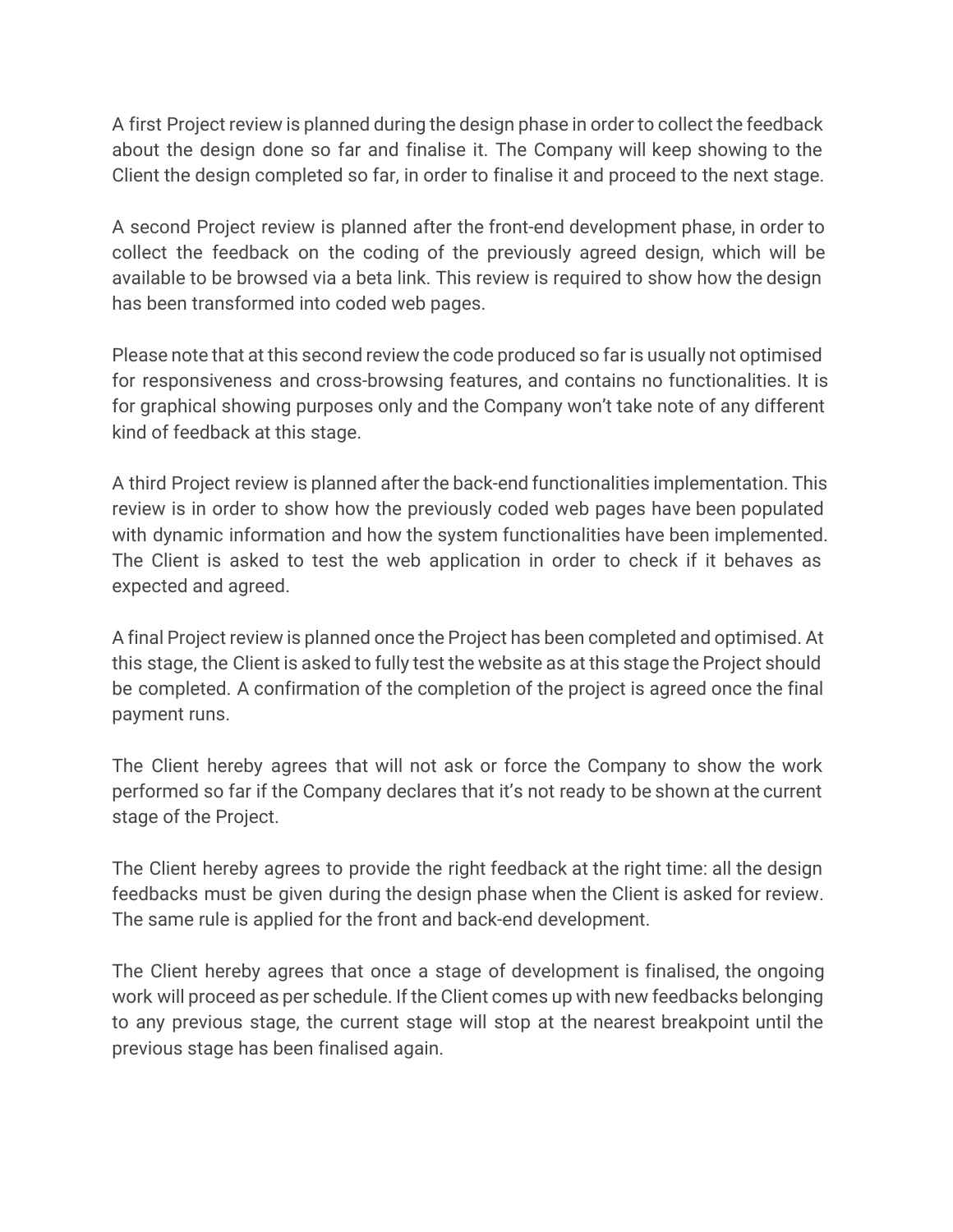A first Project review is planned during the design phase in order to collect the feedback about the design done so far and finalise it. The Company will keep showing to the Client the design completed so far, in order to finalise it and proceed to the next stage.

A second Project review is planned after the front-end development phase, in order to collect the feedback on the coding of the previously agreed design, which will be available to be browsed via a beta link. This review is required to show how the design has been transformed into coded web pages.

Please note that at this second review the code produced so far is usually not optimised for responsiveness and cross-browsing features, and contains no functionalities. It is for graphical showing purposes only and the Company won't take note of any different kind of feedback at this stage.

A third Project review is planned after the back-end functionalities implementation. This review is in order to show how the previously coded web pages have been populated with dynamic information and how the system functionalities have been implemented. The Client is asked to test the web application in order to check if it behaves as expected and agreed.

A final Project review is planned once the Project has been completed and optimised. At this stage, the Client is asked to fully test the website as at this stage the Project should be completed. A confirmation of the completion of the project is agreed once the final payment runs.

The Client hereby agrees that will not ask or force the Company to show the work performed so far if the Company declares that it's not ready to be shown at the current stage of the Project.

The Client hereby agrees to provide the right feedback at the right time: all the design feedbacks must be given during the design phase when the Client is asked for review. The same rule is applied for the front and back-end development.

The Client hereby agrees that once a stage of development is finalised, the ongoing work will proceed as per schedule. If the Client comes up with new feedbacks belonging to any previous stage, the current stage will stop at the nearest breakpoint until the previous stage has been finalised again.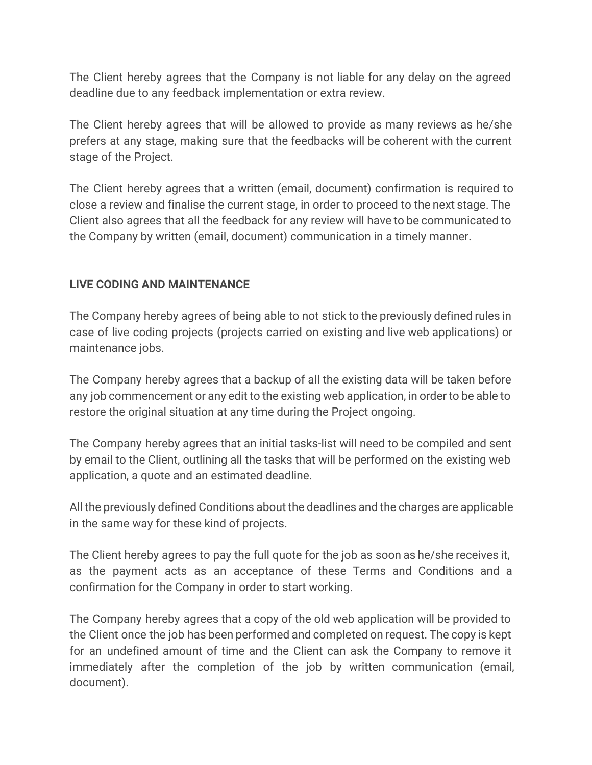The Client hereby agrees that the Company is not liable for any delay on the agreed deadline due to any feedback implementation or extra review.

The Client hereby agrees that will be allowed to provide as many reviews as he/she prefers at any stage, making sure that the feedbacks will be coherent with the current stage of the Project.

The Client hereby agrees that a written (email, document) confirmation is required to close a review and finalise the current stage, in order to proceed to the next stage. The Client also agrees that all the feedback for any review will have to be communicated to the Company by written (email, document) communication in a timely manner.

**LIVE CODING AND MAINTENANCE**

The Company hereby agrees of being able to not stick to the previously defined rules in case of live coding projects (projects carried on existing and live web applications) or maintenance jobs.

The Company hereby agrees that a backup of all the existing data will be taken before any job commencement or any edit to the existing web application, in order to be able to restore the original situation at any time during the Project ongoing.

The Company hereby agrees that an initial tasks-list will need to be compiled and sent by email to the Client, outlining all the tasks that will be performed on the existing web application, a quote and an estimated deadline.

All the previously defined Conditions about the deadlines and the charges are applicable in the same way for these kind of projects.

The Client hereby agrees to pay the full quote for the job as soon as he/she receives it, as the payment acts as an acceptance of these Terms and Conditions and a confirmation for the Company in order to start working.

The Company hereby agrees that a copy of the old web application will be provided to the Client once the job has been performed and completed on request. The copy is kept for an undefined amount of time and the Client can ask the Company to remove it immediately after the completion of the job by written communication (email, document).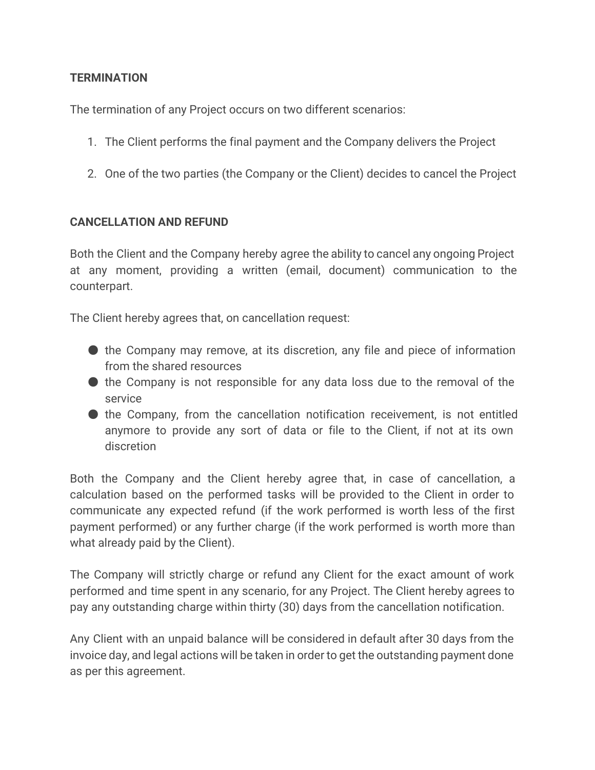**TERMINATION**

The termination of any Project occurs on two different scenarios:

1. The Client performs the final payment and the Company delivers the Project
2. One of the two parties (the Company or the Client) decides to cancel the Project

**CANCELLATION AND REFUND**

Both the Client and the Company hereby agree the ability to cancel any ongoing Project at any moment, providing a written (email, document) communication to the counterpart.

The Client hereby agrees that, on cancellation request:

- the Company may remove, at its discretion, any file and piece of information from the shared resources
- the Company is not responsible for any data loss due to the removal of the service
- the Company, from the cancellation notification receivement, is not entitled anymore to provide any sort of data or file to the Client, if not at its own discretion

Both the Company and the Client hereby agree that, in case of cancellation, a calculation based on the performed tasks will be provided to the Client in order to communicate any expected refund (if the work performed is worth less of the first payment performed) or any further charge (if the work performed is worth more than what already paid by the Client).

The Company will strictly charge or refund any Client for the exact amount of work performed and time spent in any scenario, for any Project. The Client hereby agrees to pay any outstanding charge within thirty (30) days from the cancellation notification.

Any Client with an unpaid balance will be considered in default after 30 days from the invoice day, and legal actions will be taken in order to get the outstanding payment done as per this agreement.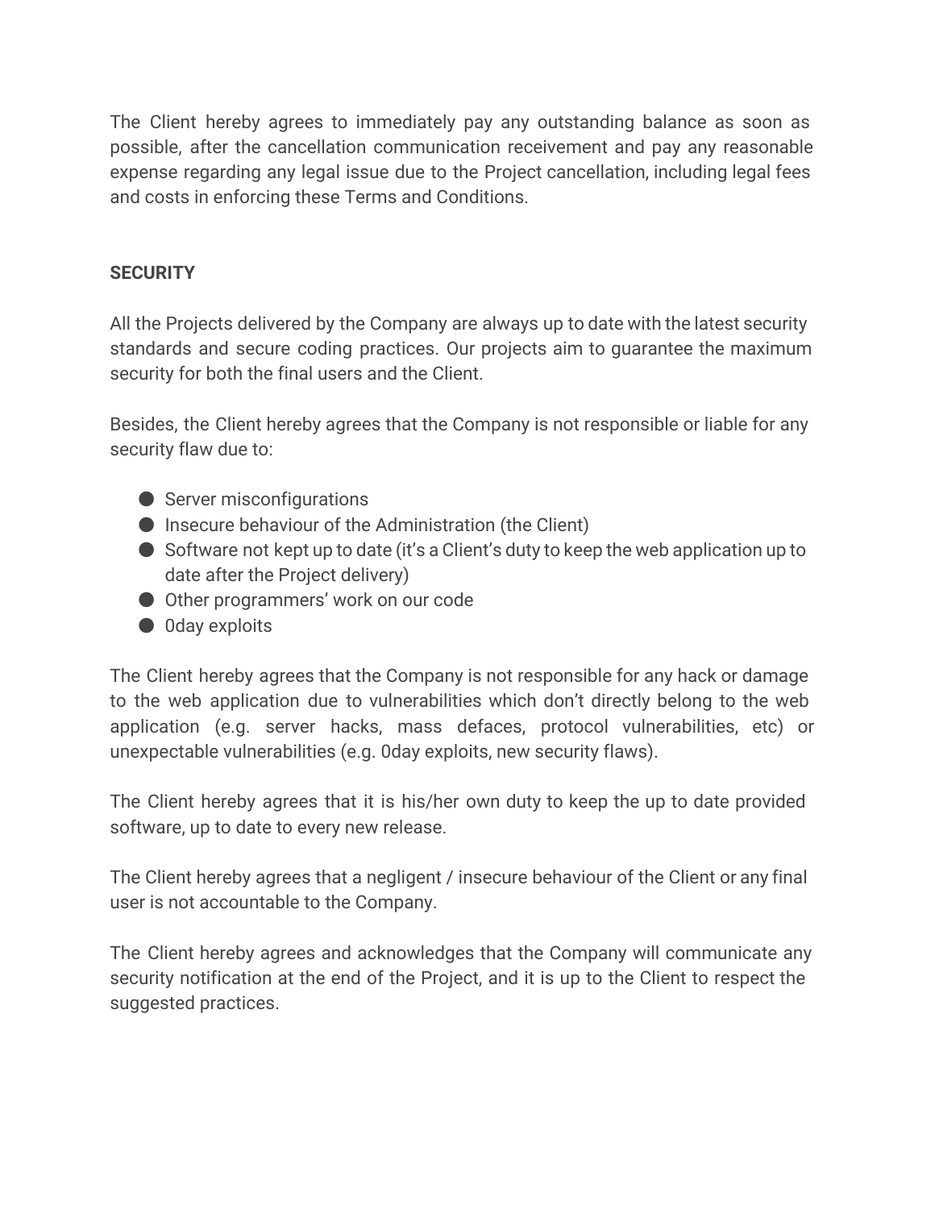The Client hereby agrees to immediately pay any outstanding balance as soon as possible, after the cancellation communication receivement and pay any reasonable expense regarding any legal issue due to the Project cancellation, including legal fees and costs in enforcing these Terms and Conditions.

**SECURITY**

All the Projects delivered by the Company are always up to date with the latest security standards and secure coding practices. Our projects aim to guarantee the maximum security for both the final users and the Client.

Besides, the Client hereby agrees that the Company is not responsible or liable for any security flaw due to:

- Server misconfigurations
- Insecure behaviour of the Administration (the Client)
- Software not kept up to date (it's a Client's duty to keep the web application up to date after the Project delivery)
- Other programmers' work on our code
- 0day exploits

The Client hereby agrees that the Company is not responsible for any hack or damage to the web application due to vulnerabilities which don't directly belong to the web application (e.g. server hacks, mass defaces, protocol vulnerabilities, etc) or unexpectable vulnerabilities (e.g. 0day exploits, new security flaws).

The Client hereby agrees that it is his/her own duty to keep the up to date provided software, up to date to every new release.

The Client hereby agrees that a negligent / insecure behaviour of the Client or any final user is not accountable to the Company.

The Client hereby agrees and acknowledges that the Company will communicate any security notification at the end of the Project, and it is up to the Client to respect the suggested practices.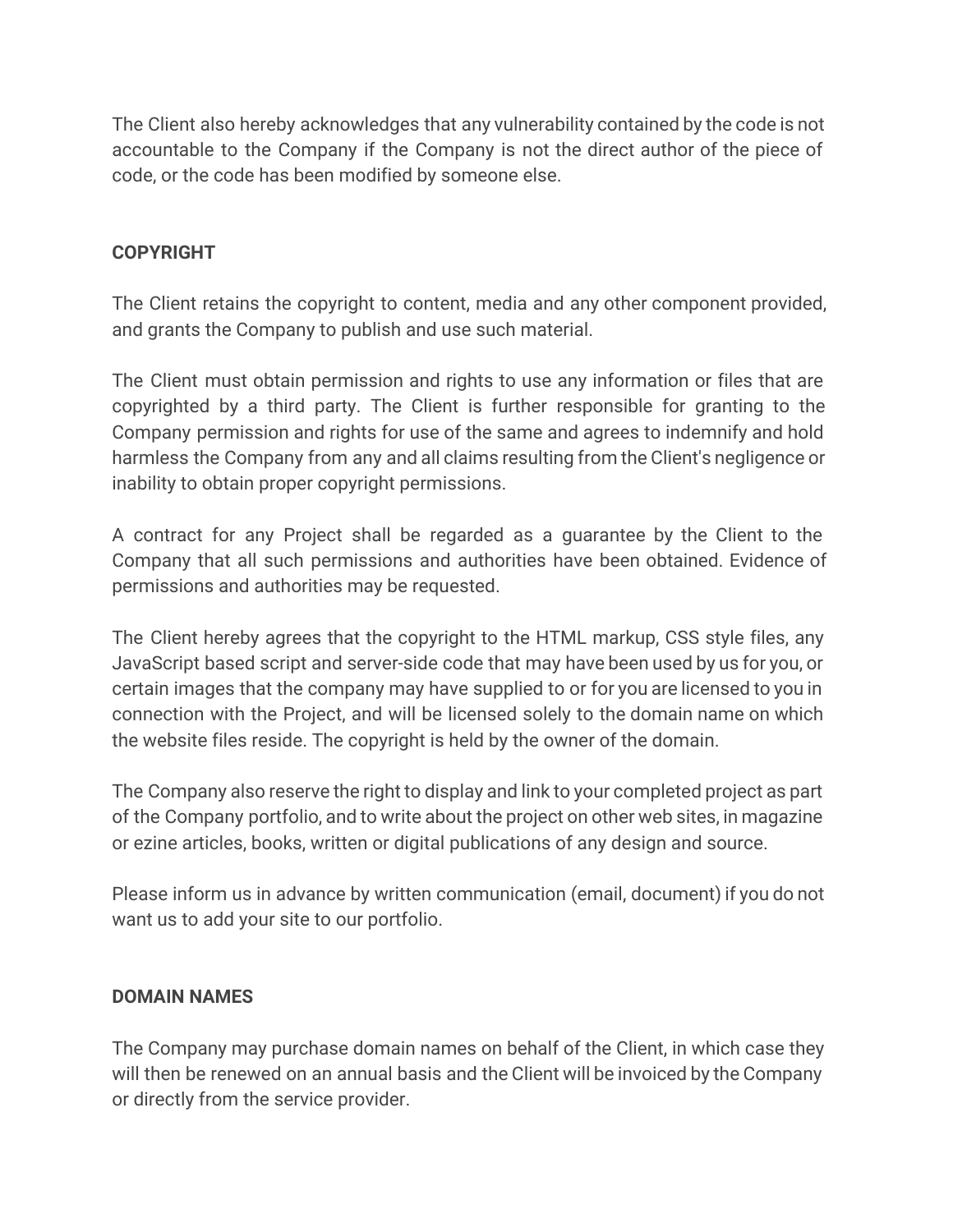The Client also hereby acknowledges that any vulnerability contained by the code is not accountable to the Company if the Company is not the direct author of the piece of code, or the code has been modified by someone else.

**COPYRIGHT**

The Client retains the copyright to content, media and any other component provided, and grants the Company to publish and use such material.

The Client must obtain permission and rights to use any information or files that are copyrighted by a third party. The Client is further responsible for granting to the Company permission and rights for use of the same and agrees to indemnify and hold harmless the Company from any and all claims resulting from the Client's negligence or inability to obtain proper copyright permissions.

A contract for any Project shall be regarded as a guarantee by the Client to the Company that all such permissions and authorities have been obtained. Evidence of permissions and authorities may be requested.

The Client hereby agrees that the copyright to the HTML markup, CSS style files, any JavaScript based script and server-side code that may have been used by us for you, or certain images that the company may have supplied to or for you are licensed to you in connection with the Project, and will be licensed solely to the domain name on which the website files reside. The copyright is held by the owner of the domain.

The Company also reserve the right to display and link to your completed project as part of the Company portfolio, and to write about the project on other web sites, in magazine or ezine articles, books, written or digital publications of any design and source.

Please inform us in advance by written communication (email, document) if you do not want us to add your site to our portfolio.

**DOMAIN NAMES**

The Company may purchase domain names on behalf of the Client, in which case they will then be renewed on an annual basis and the Client will be invoiced by the Company or directly from the service provider.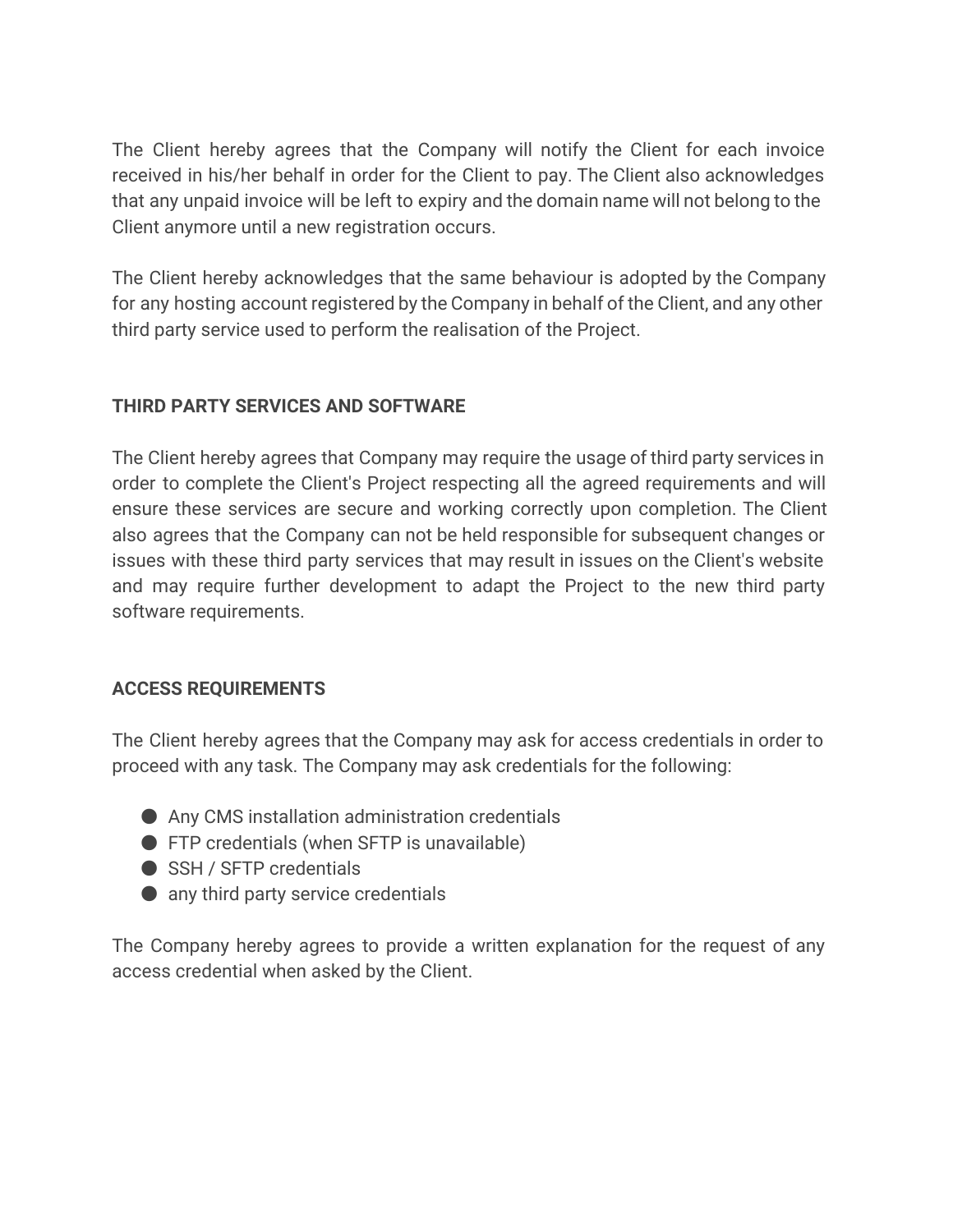The Client hereby agrees that the Company will notify the Client for each invoice received in his/her behalf in order for the Client to pay. The Client also acknowledges that any unpaid invoice will be left to expiry and the domain name will not belong to the Client anymore until a new registration occurs.

The Client hereby acknowledges that the same behaviour is adopted by the Company for any hosting account registered by the Company in behalf of the Client, and any other third party service used to perform the realisation of the Project.

## THIRD PARTY SERVICES AND SOFTWARE

The Client hereby agrees that Company may require the usage of third party services in order to complete the Client's Project respecting all the agreed requirements and will ensure these services are secure and working correctly upon completion. The Client also agrees that the Company can not be held responsible for subsequent changes or issues with these third party services that may result in issues on the Client's website and may require further development to adapt the Project to the new third party software requirements.

## ACCESS REQUIREMENTS

The Client hereby agrees that the Company may ask for access credentials in order to proceed with any task. The Company may ask credentials for the following:

- Any CMS installation administration credentials
- FTP credentials (when SFTP is unavailable)
- SSH / SFTP credentials
- any third party service credentials

The Company hereby agrees to provide a written explanation for the request of any access credential when asked by the Client.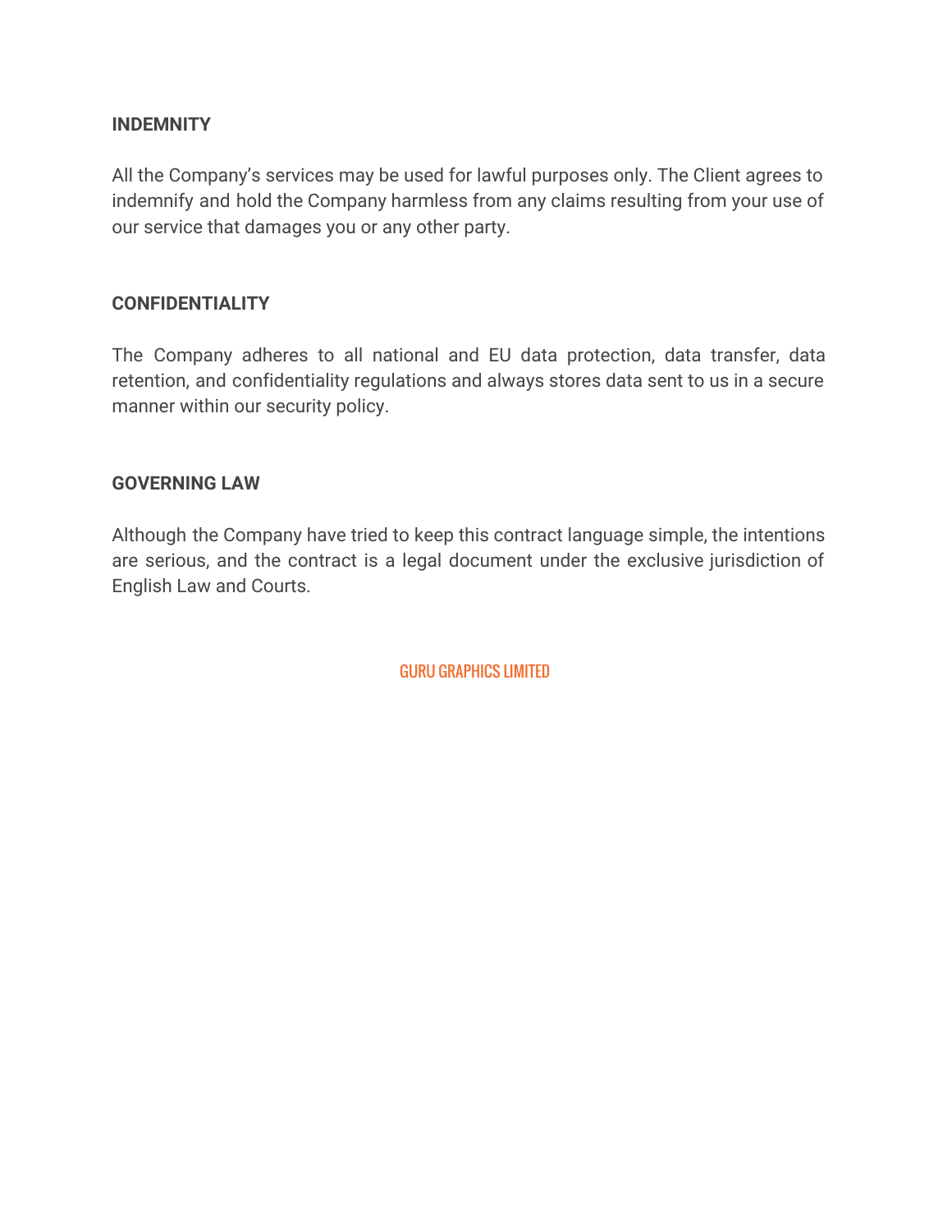**INDEMNITY**

All the Company's services may be used for lawful purposes only. The Client agrees to indemnify and hold the Company harmless from any claims resulting from your use of our service that damages you or any other party.

**CONFIDENTIALITY**

The Company adheres to all national and EU data protection, data transfer, data retention, and confidentiality regulations and always stores data sent to us in a secure manner within our security policy.

**GOVERNING LAW**

Although the Company have tried to keep this contract language simple, the intentions are serious, and the contract is a legal document under the exclusive jurisdiction of English Law and Courts.

GURU GRAPHICS LIMITED